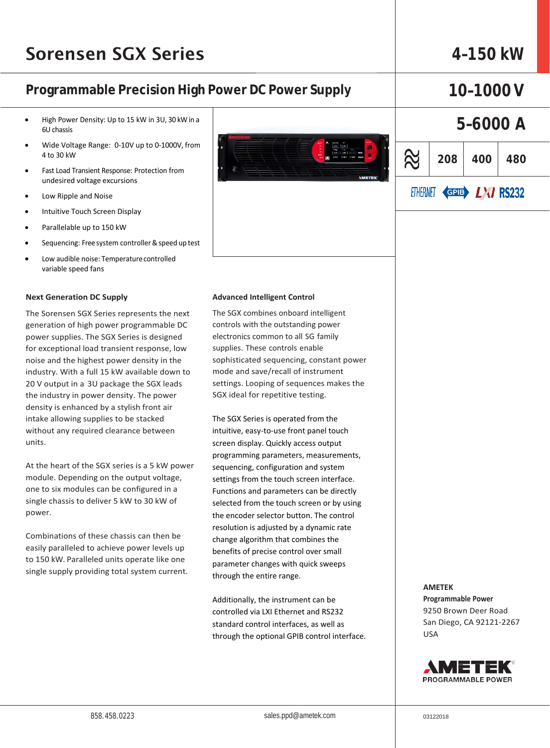# Sorensen SGX Series

## 4-150 kW

## Programmable Precision High Power DC Power Supply

## 10-1000 V

## 5-6000 A

208 | 400 | 480

ETHERNET GPIB LXI RS232

- High Power Density: Up to 15 kW in 3U, 30 kW in a 6U chassis
- Wide Voltage Range: 0-10V up to 0-1000V, from 4 to 30 kW
- Fast Load Transient Response: Protection from undesired voltage excursions
- Low Ripple and Noise
- Intuitive Touch Screen Display
- Parallelable up to 150 kW
- Sequencing: Free system controller & speed up test
- Low audible noise: Temperature controlled variable speed fans

**Next Generation DC Supply**

The Sorensen SGX Series represents the next generation of high power programmable DC power supplies. The SGX Series is designed for exceptional load transient response, low noise and the highest power density in the industry. With a full 15 kW available down to 20 V output in a 3U package the SGX leads the industry in power density. The power density is enhanced by a stylish front air intake allowing supplies to be stacked without any required clearance between units.

At the heart of the SGX series is a 5 kW power module. Depending on the output voltage, one to six modules can be configured in a single chassis to deliver 5 kW to 30 kW of power.

Combinations of these chassis can then be easily paralleled to achieve power levels up to 150 kW. Paralleled units operate like one single supply providing total system current.

**Advanced Intelligent Control**

The SGX combines onboard intelligent controls with the outstanding power electronics common to all SG family supplies. These controls enable sophisticated sequencing, constant power mode and save/recall of instrument settings. Looping of sequences makes the SGX ideal for repetitive testing.

The SGX Series is operated from the intuitive, easy-to-use front panel touch screen display. Quickly access output programming parameters, measurements, sequencing, configuration and system settings from the touch screen interface. Functions and parameters can be directly selected from the touch screen or by using the encoder selector button. The control resolution is adjusted by a dynamic rate change algorithm that combines the benefits of precise control over small parameter changes with quick sweeps through the entire range.

Additionally, the instrument can be controlled via LXI Ethernet and RS232 standard control interfaces, as well as through the optional GPIB control interface.

**AMETEK**
**Programmable Power**
9250 Brown Deer Road
San Diego, CA 92121-2267
USA

AMETEK PROGRAMMABLE POWER

858.458.0223 sales.ppd@ametek.com 03122018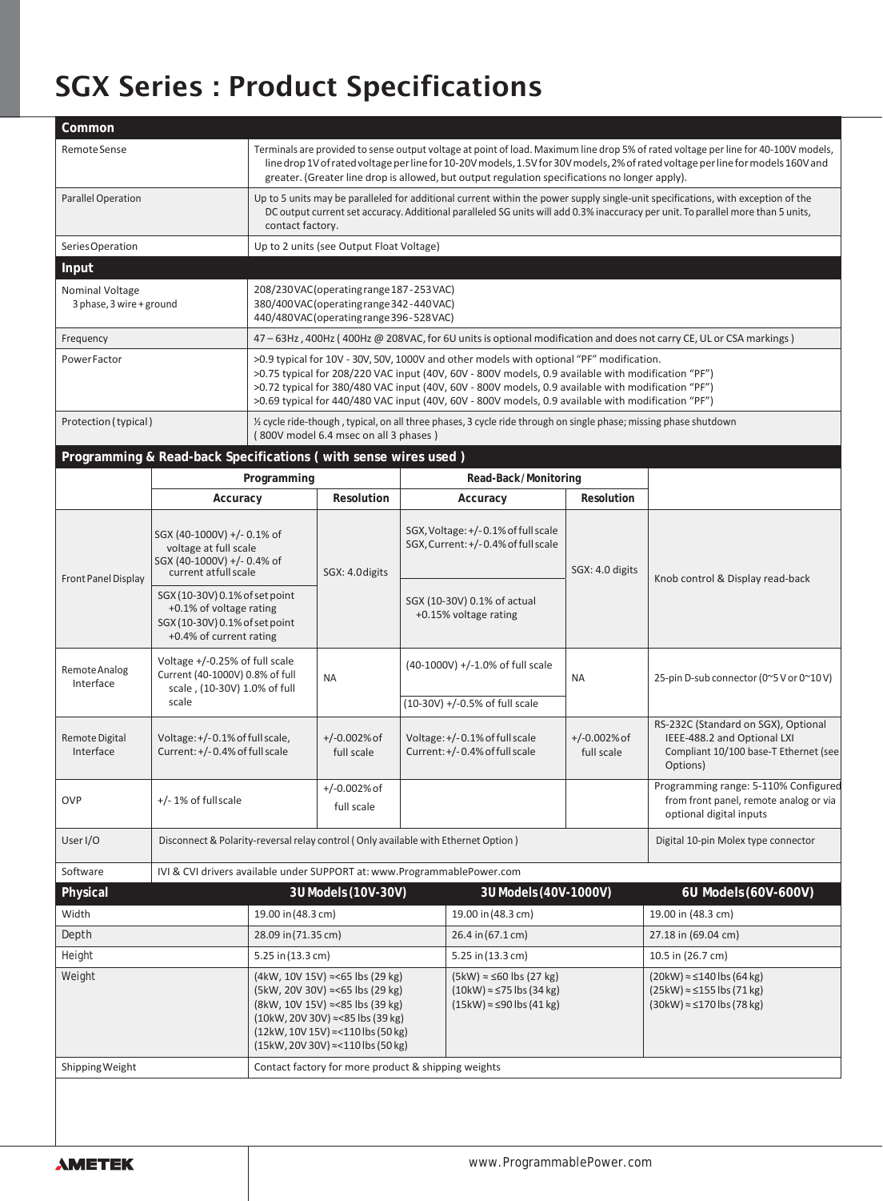# SGX Series : Product Specifications

| Common | |
|---|---|
| Remote Sense | Terminals are provided to sense output voltage at point of load. Maximum line drop 5% of rated voltage per line for 40-100V models, line drop 1V of rated voltage per line for 10-20V models, 1.5V for 30V models, 2% of rated voltage per line for models 160V and greater. (Greater line drop is allowed, but output regulation specifications no longer apply). |
| Parallel Operation | Up to 5 units may be paralleled for additional current within the power supply single-unit specifications, with exception of the DC output current set accuracy. Additional paralleled SG units will add 0.3% inaccuracy per unit. To parallel more than 5 units, contact factory. |
| Series Operation | Up to 2 units (see Output Float Voltage) |

| Input | |
|---|---|
| Nominal Voltage<br>3 phase, 3 wire + ground | 208/230 VAC (operating range 187 - 253 VAC)<br>380/400 VAC (operating range 342 - 440 VAC)<br>440/480 VAC (operating range 396 - 528 VAC) |
| Frequency | 47 – 63Hz , 400Hz ( 400Hz @ 208VAC, for 6U units is optional modification and does not carry CE, UL or CSA markings ) |
| Power Factor | >0.9 typical for 10V - 30V, 50V, 1000V and other models with optional "PF" modification.<br>>0.75 typical for 208/220 VAC input (40V, 60V - 800V models, 0.9 available with modification "PF")<br>>0.72 typical for 380/480 VAC input (40V, 60V - 800V models, 0.9 available with modification "PF")<br>>0.69 typical for 440/480 VAC input (40V, 60V - 800V models, 0.9 available with modification "PF") |
| Protection (typical) | ½ cycle ride-though , typical, on all three phases, 3 cycle ride through on single phase; missing phase shutdown<br>( 800V model 6.4 msec on all 3 phases ) |

**Programming & Read-back Specifications ( with sense wires used )**

| | Programming | | Read-Back / Monitoring | | |
|---|---|---|---|---|---|
| | **Accuracy** | **Resolution** | **Accuracy** | **Resolution** | |
| Front Panel Display | SGX (40-1000V) +/- 0.1% of voltage at full scale<br>SGX (40-1000V) +/- 0.4% of current at full scale<br>SGX (10-30V) 0.1% of set point +0.1% of voltage rating<br>SGX (10-30V) 0.1% of set point +0.4% of current rating | SGX: 4.0 digits | SGX, Voltage: +/- 0.1% of full scale<br>SGX, Current: +/- 0.4% of full scale<br>SGX (10-30V) 0.1% of actual +0.15% voltage rating | SGX: 4.0 digits | Knob control & Display read-back |
| Remote Analog Interface | Voltage +/-0.25% of full scale<br>Current (40-1000V) 0.8% of full scale , (10-30V) 1.0% of full scale | NA | (40-1000V) +/-1.0% of full scale<br>(10-30V) +/-0.5% of full scale | NA | 25-pin D-sub connector (0~5 V or 0~10 V) |
| Remote Digital Interface | Voltage: +/- 0.1% of full scale,<br>Current: +/- 0.4% of full scale | +/-0.002% of full scale | Voltage: +/- 0.1% of full scale<br>Current: +/- 0.4% of full scale | +/-0.002% of full scale | RS-232C (Standard on SGX), Optional IEEE-488.2 and Optional LXI Compliant 10/100 base-T Ethernet (see Options) |
| OVP | +/- 1% of full scale | +/-0.002% of full scale | | | Programming range: 5-110% Configured from front panel, remote analog or via optional digital inputs |
| User I/O | Disconnect & Polarity-reversal relay control ( Only available with Ethernet Option ) | | | | Digital 10-pin Molex type connector |
| Software | IVI & CVI drivers available under SUPPORT at: www.ProgrammablePower.com | | | | |

| Physical | 3U Models (10V-30V) | 3U Models (40V-1000V) | 6U Models (60V-600V) |
|---|---|---|---|
| Width | 19.00 in (48.3 cm) | 19.00 in (48.3 cm) | 19.00 in (48.3 cm) |
| Depth | 28.09 in (71.35 cm) | 26.4 in (67.1 cm) | 27.18 in (69.04 cm) |
| Height | 5.25 in (13.3 cm) | 5.25 in (13.3 cm) | 10.5 in (26.7 cm) |
| Weight | (4kW, 10V 15V) ≈<65 lbs (29 kg)<br>(5kW, 20V 30V) ≈<65 lbs (29 kg)<br>(8kW, 10V 15V) ≈<85 lbs (39 kg)<br>(10kW, 20V 30V) ≈<85 lbs (39 kg)<br>(12kW, 10V 15V) ≈<110 lbs (50 kg)<br>(15kW, 20V 30V) ≈<110 lbs (50 kg) | (5kW) ≈ ≤60 lbs (27 kg)<br>(10kW) ≈ ≤75 lbs (34 kg)<br>(15kW) ≈ ≤90 lbs (41 kg) | (20kW) ≈ ≤140 lbs (64 kg)<br>(25kW) ≈ ≤155 lbs (71 kg)<br>(30kW) ≈ ≤170 lbs (78 kg) |
| Shipping Weight | Contact factory for more product & shipping weights | | |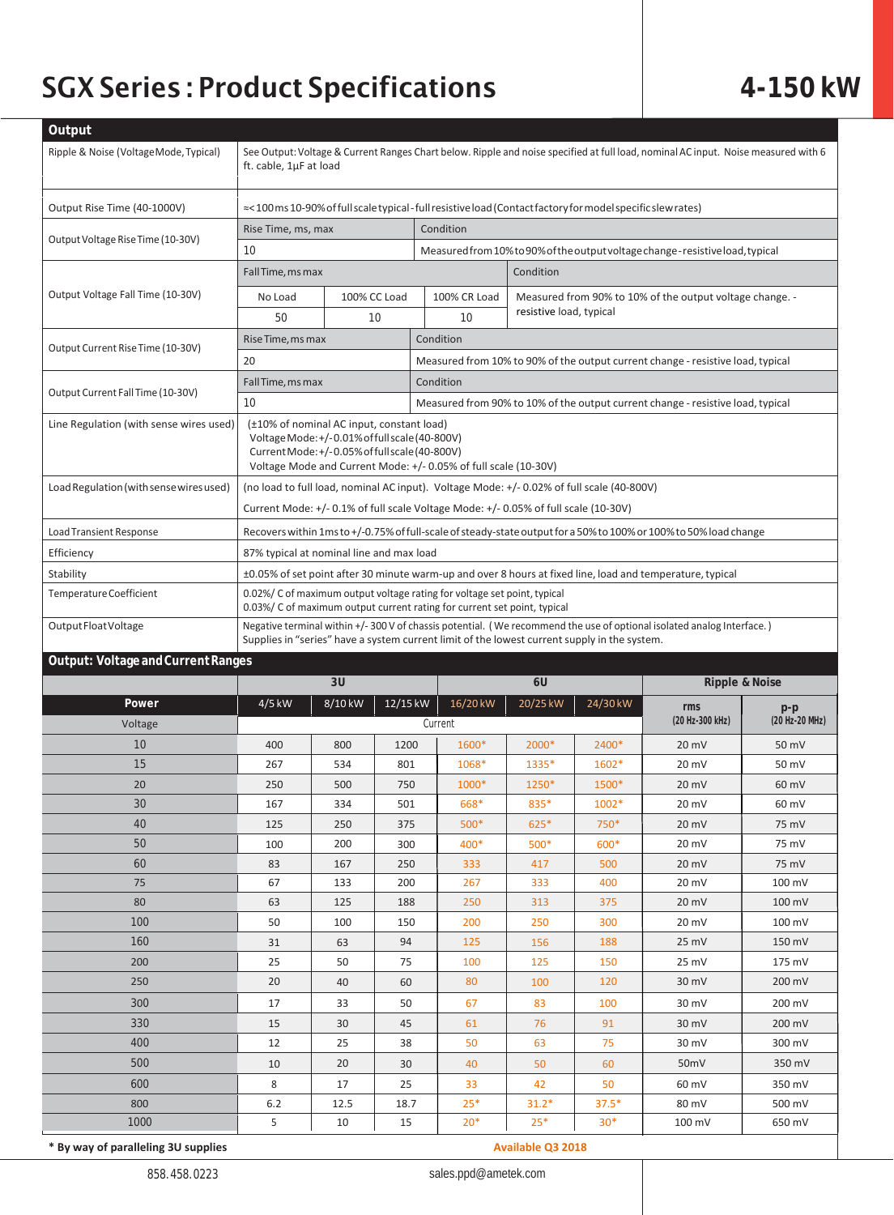# SGX Series : Product Specifications

## 4-150 kW

### Output

| | |
|---|---|
| Ripple & Noise (Voltage Mode, Typical) | See Output: Voltage & Current Ranges Chart below. Ripple and noise specified at full load, nominal AC input. Noise measured with 6 ft. cable, 1µF at load |
| Output Rise Time (40-1000V) | ≈<100 ms 10-90% of full scale typical - full resistive load (Contact factory for model specific slew rates) |

**Output Voltage Rise Time (10-30V)**

| Rise Time, ms, max | Condition |
|---|---|
| 10 | Measured from 10% to 90% of the output voltage change - resistive load, typical |

**Output Voltage Fall Time (10-30V)**

| Fall Time, ms max | | | Condition |
|---|---|---|---|
| No Load | 100% CC Load | 100% CR Load | Measured from 90% to 10% of the output voltage change. - resistive load, typical |
| 50 | 10 | 10 | |

**Output Current Rise Time (10-30V)**

| Rise Time, ms max | Condition |
|---|---|
| 20 | Measured from 10% to 90% of the output current change - resistive load, typical |

**Output Current Fall Time (10-30V)**

| Fall Time, ms max | Condition |
|---|---|
| 10 | Measured from 90% to 10% of the output current change - resistive load, typical |

| | |
|---|---|
| Line Regulation (with sense wires used) | (±10% of nominal AC input, constant load)<br>Voltage Mode: +/- 0.01% of full scale (40-800V)<br>Current Mode: +/- 0.05% of full scale (40-800V)<br>Voltage Mode and Current Mode: +/- 0.05% of full scale (10-30V) |
| Load Regulation (with sense wires used) | (no load to full load, nominal AC input). Voltage Mode: +/- 0.02% of full scale (40-800V)<br>Current Mode: +/- 0.1% of full scale Voltage Mode: +/- 0.05% of full scale (10-30V) |
| Load Transient Response | Recovers within 1ms to +/-0.75% of full-scale of steady-state output for a 50% to 100% or 100% to 50% load change |
| Efficiency | 87% typical at nominal line and max load |
| Stability | ±0.05% of set point after 30 minute warm-up and over 8 hours at fixed line, load and temperature, typical |
| Temperature Coefficient | 0.02%/ C of maximum output voltage rating for voltage set point, typical<br>0.03%/ C of maximum output current rating for current set point, typical |
| Output Float Voltage | Negative terminal within +/- 300 V of chassis potential. (We recommend the use of optional isolated analog Interface.)<br>Supplies in "series" have a system current limit of the lowest current supply in the system. |

### Output: Voltage and Current Ranges

| | 3U | | | 6U | | | Ripple & Noise | |
|---|---|---|---|---|---|---|---|---|
| **Power** | 4/5 kW | 8/10 kW | 12/15 kW | 16/20 kW | 20/25 kW | 24/30 kW | rms (20 Hz-300 kHz) | p-p (20 Hz-20 MHz) |
| Voltage | Current | | | | | | | |
| 10 | 400 | 800 | 1200 | 1600* | 2000* | 2400* | 20 mV | 50 mV |
| 15 | 267 | 534 | 801 | 1068* | 1335* | 1602* | 20 mV | 50 mV |
| 20 | 250 | 500 | 750 | 1000* | 1250* | 1500* | 20 mV | 60 mV |
| 30 | 167 | 334 | 501 | 668* | 835* | 1002* | 20 mV | 60 mV |
| 40 | 125 | 250 | 375 | 500* | 625* | 750* | 20 mV | 75 mV |
| 50 | 100 | 200 | 300 | 400* | 500* | 600* | 20 mV | 75 mV |
| 60 | 83 | 167 | 250 | 333 | 417 | 500 | 20 mV | 75 mV |
| 75 | 67 | 133 | 200 | 267 | 333 | 400 | 20 mV | 100 mV |
| 80 | 63 | 125 | 188 | 250 | 313 | 375 | 20 mV | 100 mV |
| 100 | 50 | 100 | 150 | 200 | 250 | 300 | 20 mV | 100 mV |
| 160 | 31 | 63 | 94 | 125 | 156 | 188 | 25 mV | 150 mV |
| 200 | 25 | 50 | 75 | 100 | 125 | 150 | 25 mV | 175 mV |
| 250 | 20 | 40 | 60 | 80 | 100 | 120 | 30 mV | 200 mV |
| 300 | 17 | 33 | 50 | 67 | 83 | 100 | 30 mV | 200 mV |
| 330 | 15 | 30 | 45 | 61 | 76 | 91 | 30 mV | 200 mV |
| 400 | 12 | 25 | 38 | 50 | 63 | 75 | 30 mV | 300 mV |
| 500 | 10 | 20 | 30 | 40 | 50 | 60 | 50mV | 350 mV |
| 600 | 8 | 17 | 25 | 33 | 42 | 50 | 60 mV | 350 mV |
| 800 | 6.2 | 12.5 | 18.7 | 25* | 31.2* | 37.5* | 80 mV | 500 mV |
| 1000 | 5 | 10 | 15 | 20* | 25* | 30* | 100 mV | 650 mV |

**\* By way of paralleling 3U supplies**

**Available Q3 2018**

858.458.0223 sales.ppd@ametek.com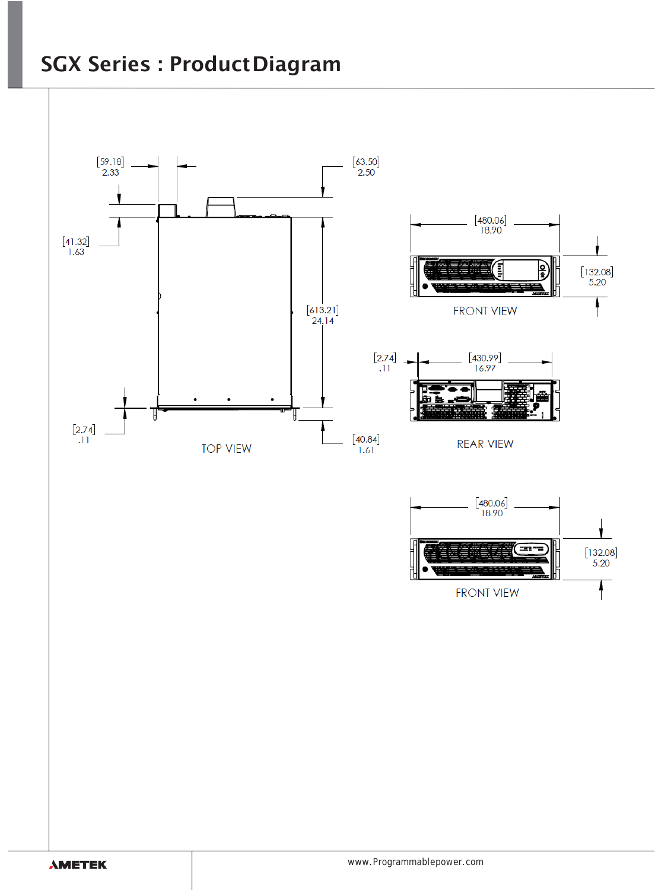# SGX Series : Product Diagram

[59.18]
2.33

[63.50]
2.50

[41.32]
1.63

[613.21]
24.14

[2.74]
.11

TOP VIEW

[40.84]
1.61

[480.06]
18.90

[132.08]
5.20

FRONT VIEW

[2.74]
.11

[430.99]
16.97

REAR VIEW

[480.06]
18.90

[132.08]
5.20

FRONT VIEW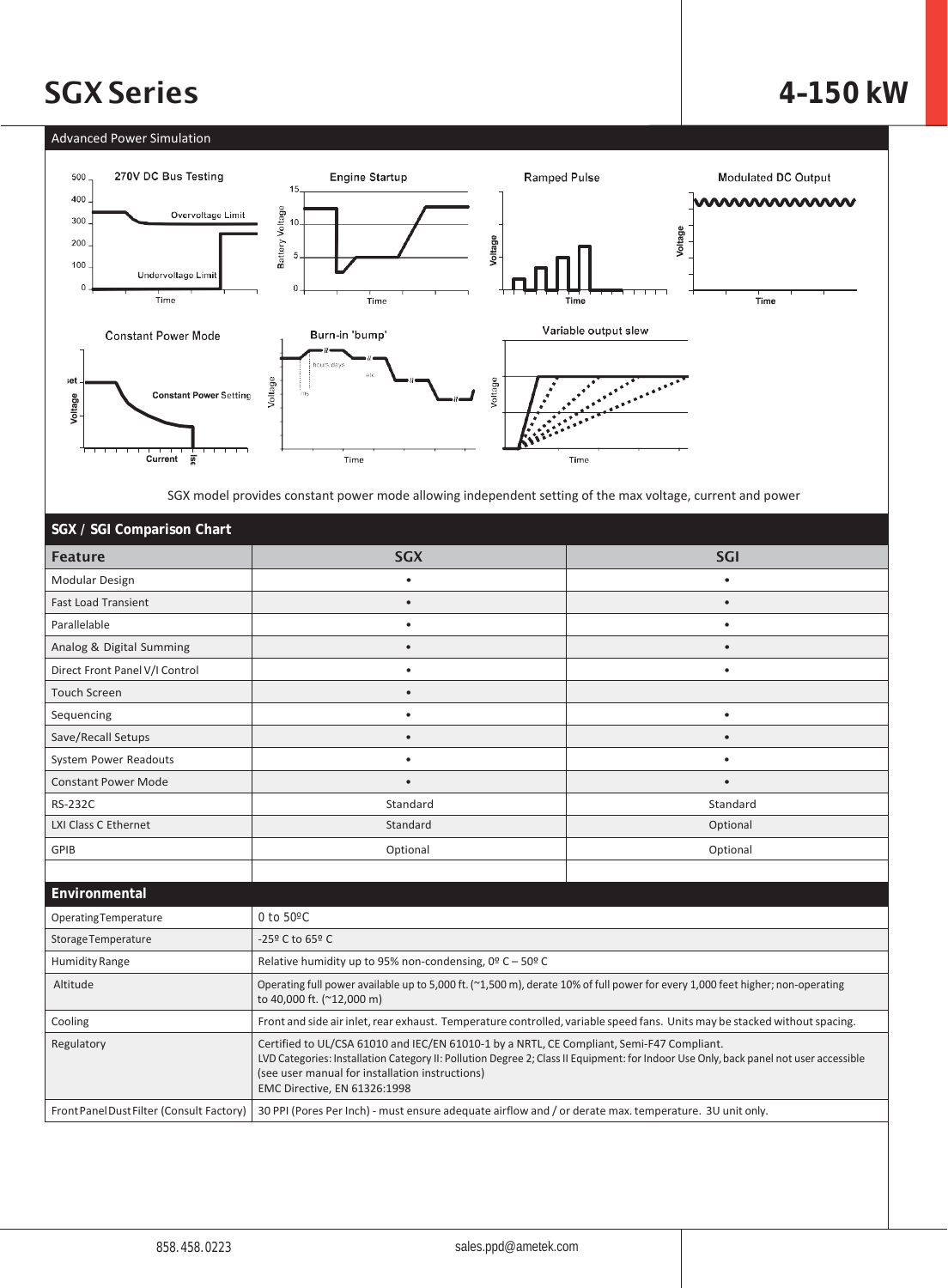# SGX Series

# 4-150 kW

## Advanced Power Simulation

SGX model provides constant power mode allowing independent setting of the max voltage, current and power

## SGX / SGI Comparison Chart

| Feature | SGX | SGI |
|---|---|---|
| Modular Design | • | • |
| Fast Load Transient | • | • |
| Parallelable | • | • |
| Analog & Digital Summing | • | • |
| Direct Front Panel V/I Control | • | • |
| Touch Screen | • | |
| Sequencing | • | • |
| Save/Recall Setups | • | • |
| System Power Readouts | • | • |
| Constant Power Mode | • | • |
| RS-232C | Standard | Standard |
| LXI Class C Ethernet | Standard | Optional |
| GPIB | Optional | Optional |

## Environmental

| | |
|---|---|
| Operating Temperature | 0 to 50ºC |
| Storage Temperature | -25º C to 65º C |
| Humidity Range | Relative humidity up to 95% non-condensing, 0º C – 50º C |
| Altitude | Operating full power available up to 5,000 ft. (~1,500 m), derate 10% of full power for every 1,000 feet higher; non-operating to 40,000 ft. (~12,000 m) |
| Cooling | Front and side air inlet, rear exhaust. Temperature controlled, variable speed fans. Units may be stacked without spacing. |
| Regulatory | Certified to UL/CSA 61010 and IEC/EN 61010-1 by a NRTL, CE Compliant, Semi-F47 Compliant.<br>LVD Categories: Installation Category II: Pollution Degree 2; Class II Equipment: for Indoor Use Only, back panel not user accessible (see user manual for installation instructions)<br>EMC Directive, EN 61326:1998 |
| Front Panel Dust Filter (Consult Factory) | 30 PPI (Pores Per Inch) - must ensure adequate airflow and / or derate max. temperature. 3U unit only. |

858.458.0223 sales.ppd@ametek.com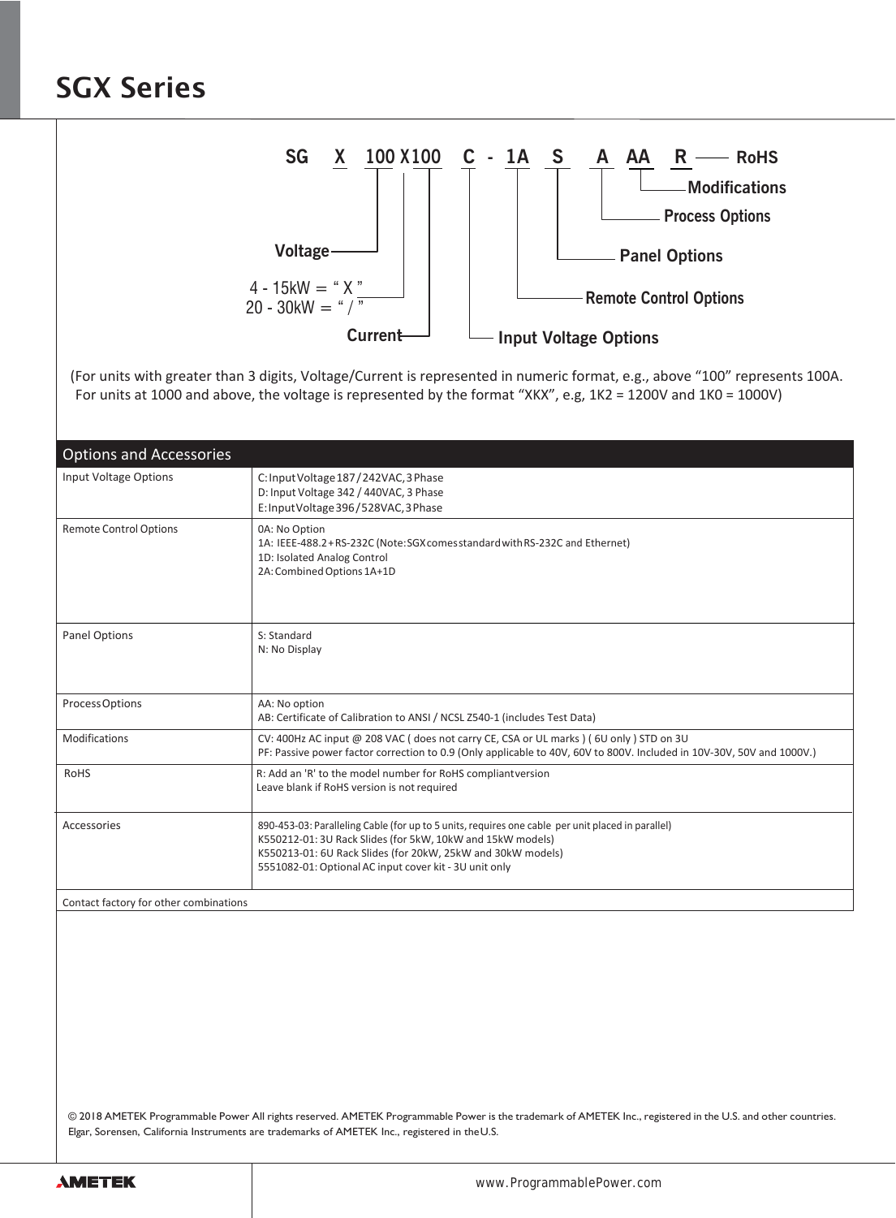# SGX Series

SG X 100 X100 C - 1A S A AA R — RoHS

- Voltage
- 4 - 15kW = " X "
- 20 - 30kW = " / "
- Current
- Input Voltage Options
- Remote Control Options
- Panel Options
- Process Options
- Modifications
- RoHS

(For units with greater than 3 digits, Voltage/Current is represented in numeric format, e.g., above "100" represents 100A. For units at 1000 and above, the voltage is represented by the format "XKX", e.g, 1K2 = 1200V and 1K0 = 1000V)

| Options and Accessories | |
|---|---|
| Input Voltage Options | C: Input Voltage 187 / 242VAC, 3 Phase<br>D: Input Voltage 342 / 440VAC, 3 Phase<br>E: Input Voltage 396 / 528VAC, 3 Phase |
| Remote Control Options | 0A: No Option<br>1A: IEEE-488.2 + RS-232C (Note: SGX comes standard with RS-232C and Ethernet)<br>1D: Isolated Analog Control<br>2A: Combined Options 1A+1D |
| Panel Options | S: Standard<br>N: No Display |
| Process Options | AA: No option<br>AB: Certificate of Calibration to ANSI / NCSL Z540-1 (includes Test Data) |
| Modifications | CV: 400Hz AC input @ 208 VAC ( does not carry CE, CSA or UL marks ) ( 6U only ) STD on 3U<br>PF: Passive power factor correction to 0.9 (Only applicable to 40V, 60V to 800V. Included in 10V-30V, 50V and 1000V.) |
| RoHS | R: Add an 'R' to the model number for RoHS compliant version<br>Leave blank if RoHS version is not required |
| Accessories | 890-453-03: Paralleling Cable (for up to 5 units, requires one cable per unit placed in parallel)<br>K550212-01: 3U Rack Slides (for 5kW, 10kW and 15kW models)<br>K550213-01: 6U Rack Slides (for 20kW, 25kW and 30kW models)<br>5551082-01: Optional AC input cover kit - 3U unit only |
| Contact factory for other combinations | |

© 2018 AMETEK Programmable Power All rights reserved. AMETEK Programmable Power is the trademark of AMETEK Inc., registered in the U.S. and other countries. Elgar, Sorensen, California Instruments are trademarks of AMETEK Inc., registered in the U.S.

AMETEK

www.ProgrammablePower.com